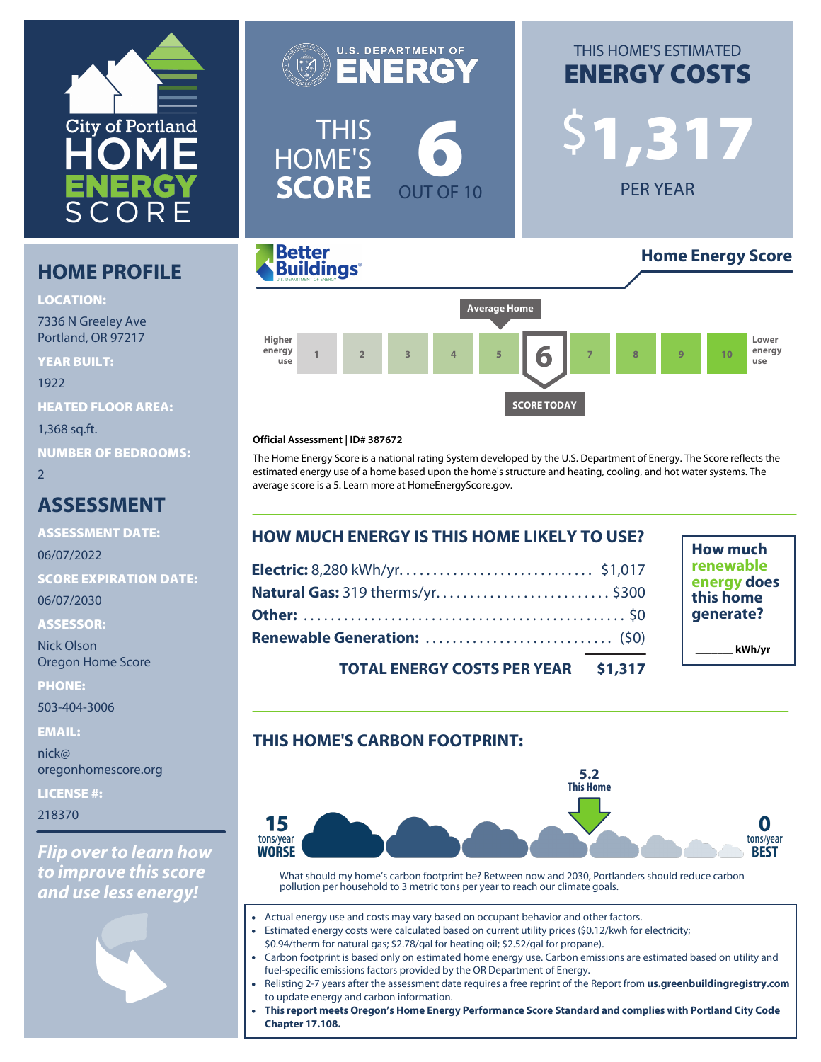# City of Portland HOME ENERGY SCORE

U.S. DEPARTMENT OF ENERGY

## THIS HOME'S SCORE 6 OUT OF 10

## THIS HOME'S ESTIMATED ENERGY COSTS

**$1,317** PER YEAR

## HOME PROFILE

**LOCATION:**
7336 N Greeley Ave
Portland, OR 97217

**YEAR BUILT:**
1922

**HEATED FLOOR AREA:**
1,368 sq.ft.

**NUMBER OF BEDROOMS:**
2

## ASSESSMENT

**ASSESSMENT DATE:**
06/07/2022

**SCORE EXPIRATION DATE:**
06/07/2030

**ASSESSOR:**
Nick Olson
Oregon Home Score

**PHONE:**
503-404-3006

**EMAIL:**
nick@oregonhomescore.org

**LICENSE #:**
218370

***Flip over to learn how to improve this score and use less energy!***

Better Buildings — U.S. DEPARTMENT OF ENERGY

**Home Energy Score**

Higher energy use | 1 | 2 | 3 | 4 | 5 (Average Home) | 6 (SCORE TODAY) | 7 | 8 | 9 | 10 | Lower energy use

**Official Assessment | ID# 387672**

The Home Energy Score is a national rating System developed by the U.S. Department of Energy. The Score reflects the estimated energy use of a home based upon the home's structure and heating, cooling, and hot water systems. The average score is a 5. Learn more at HomeEnergyScore.gov.

## HOW MUCH ENERGY IS THIS HOME LIKELY TO USE?

| | |
|---|---|
| **Electric:** 8,280 kWh/yr. | $1,017 |
| **Natural Gas:** 319 therms/yr. | $300 |
| **Other:** | $0 |
| **Renewable Generation:** | ($0) |
| **TOTAL ENERGY COSTS PER YEAR** | **$1,317** |

**How much renewable energy does this home generate?**

_______ kWh/yr

## THIS HOME'S CARBON FOOTPRINT:

15 tons/year WORSE — **5.2 This Home** — 0 tons/year BEST

What should my home's carbon footprint be? Between now and 2030, Portlanders should reduce carbon pollution per household to 3 metric tons per year to reach our climate goals.

- Actual energy use and costs may vary based on occupant behavior and other factors.
- Estimated energy costs were calculated based on current utility prices ($0.12/kwh for electricity; $0.94/therm for natural gas; $2.78/gal for heating oil; $2.52/gal for propane).
- Carbon footprint is based only on estimated home energy use. Carbon emissions are estimated based on utility and fuel-specific emissions factors provided by the OR Department of Energy.
- Relisting 2-7 years after the assessment date requires a free reprint of the Report from **us.greenbuildingregistry.com** to update energy and carbon information.
- **This report meets Oregon's Home Energy Performance Score Standard and complies with Portland City Code Chapter 17.108.**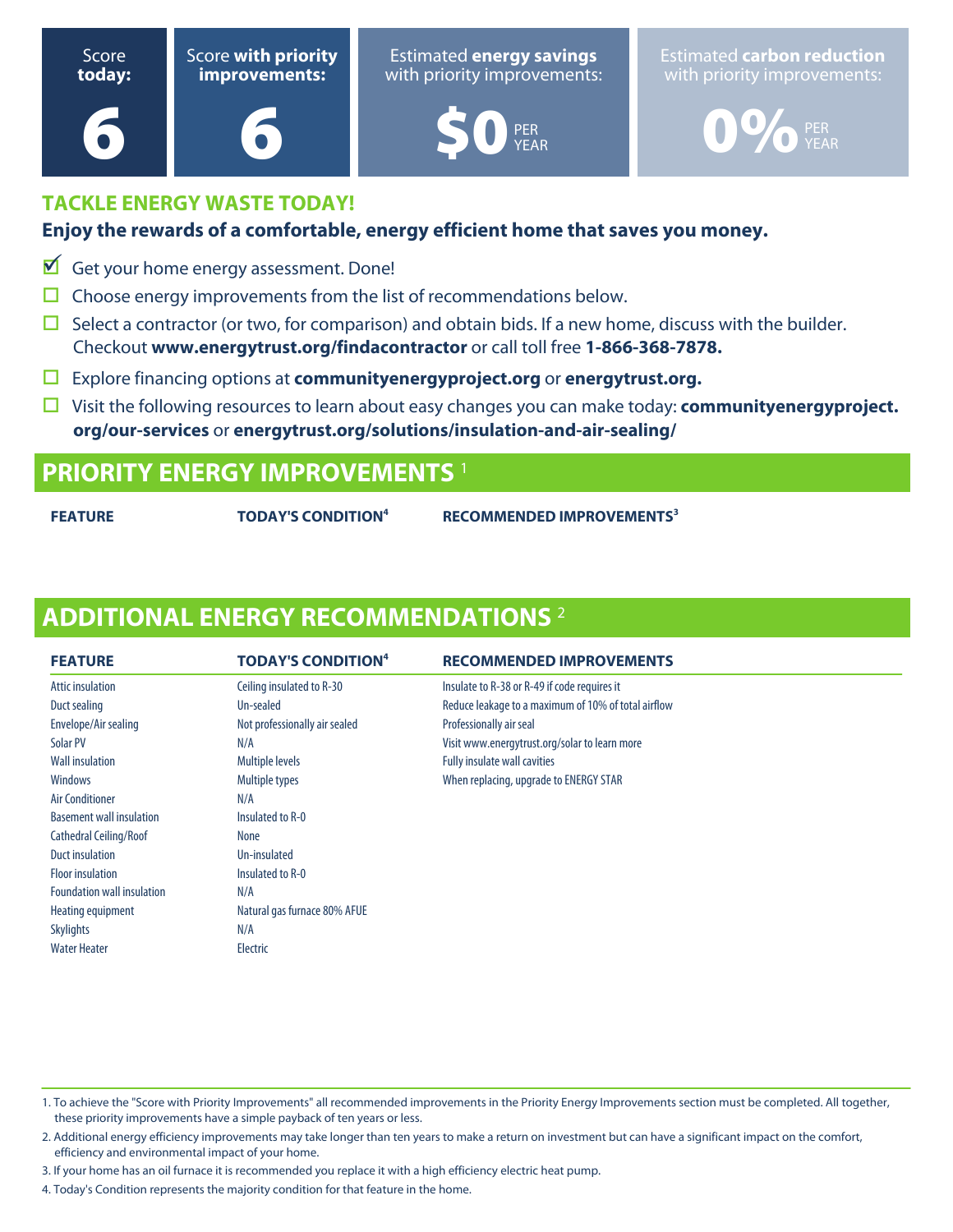| Score **today:** | Score **with priority improvements:** | Estimated **energy savings** with priority improvements: | Estimated **carbon reduction** with priority improvements: |
|---|---|---|---|
| **6** | **6** | **$0** PER YEAR | **0%** PER YEAR |

## TACKLE ENERGY WASTE TODAY!

**Enjoy the rewards of a comfortable, energy efficient home that saves you money.**

- [x] Get your home energy assessment. Done!
- [ ] Choose energy improvements from the list of recommendations below.
- [ ] Select a contractor (or two, for comparison) and obtain bids. If a new home, discuss with the builder. Checkout **www.energytrust.org/findacontractor** or call toll free **1-866-368-7878.**
- [ ] Explore financing options at **communityenergyproject.org** or **energytrust.org.**
- [ ] Visit the following resources to learn about easy changes you can make today: **communityenergyproject.org/our-services** or **energytrust.org/solutions/insulation-and-air-sealing/**

## PRIORITY ENERGY IMPROVEMENTS [1]

| FEATURE | TODAY'S CONDITION[4] | RECOMMENDED IMPROVEMENTS[3] |
|---|---|---|

## ADDITIONAL ENERGY RECOMMENDATIONS [2]

| FEATURE | TODAY'S CONDITION[4] | RECOMMENDED IMPROVEMENTS |
|---|---|---|
| Attic insulation | Ceiling insulated to R-30 | Insulate to R-38 or R-49 if code requires it |
| Duct sealing | Un-sealed | Reduce leakage to a maximum of 10% of total airflow |
| Envelope/Air sealing | Not professionally air sealed | Professionally air seal |
| Solar PV | N/A | Visit www.energytrust.org/solar to learn more |
| Wall insulation | Multiple levels | Fully insulate wall cavities |
| Windows | Multiple types | When replacing, upgrade to ENERGY STAR |
| Air Conditioner | N/A | |
| Basement wall insulation | Insulated to R-0 | |
| Cathedral Ceiling/Roof | None | |
| Duct insulation | Un-insulated | |
| Floor insulation | Insulated to R-0 | |
| Foundation wall insulation | N/A | |
| Heating equipment | Natural gas furnace 80% AFUE | |
| Skylights | N/A | |
| Water Heater | Electric | |

1. To achieve the "Score with Priority Improvements" all recommended improvements in the Priority Energy Improvements section must be completed. All together, these priority improvements have a simple payback of ten years or less.
2. Additional energy efficiency improvements may take longer than ten years to make a return on investment but can have a significant impact on the comfort, efficiency and environmental impact of your home.
3. If your home has an oil furnace it is recommended you replace it with a high efficiency electric heat pump.
4. Today's Condition represents the majority condition for that feature in the home.